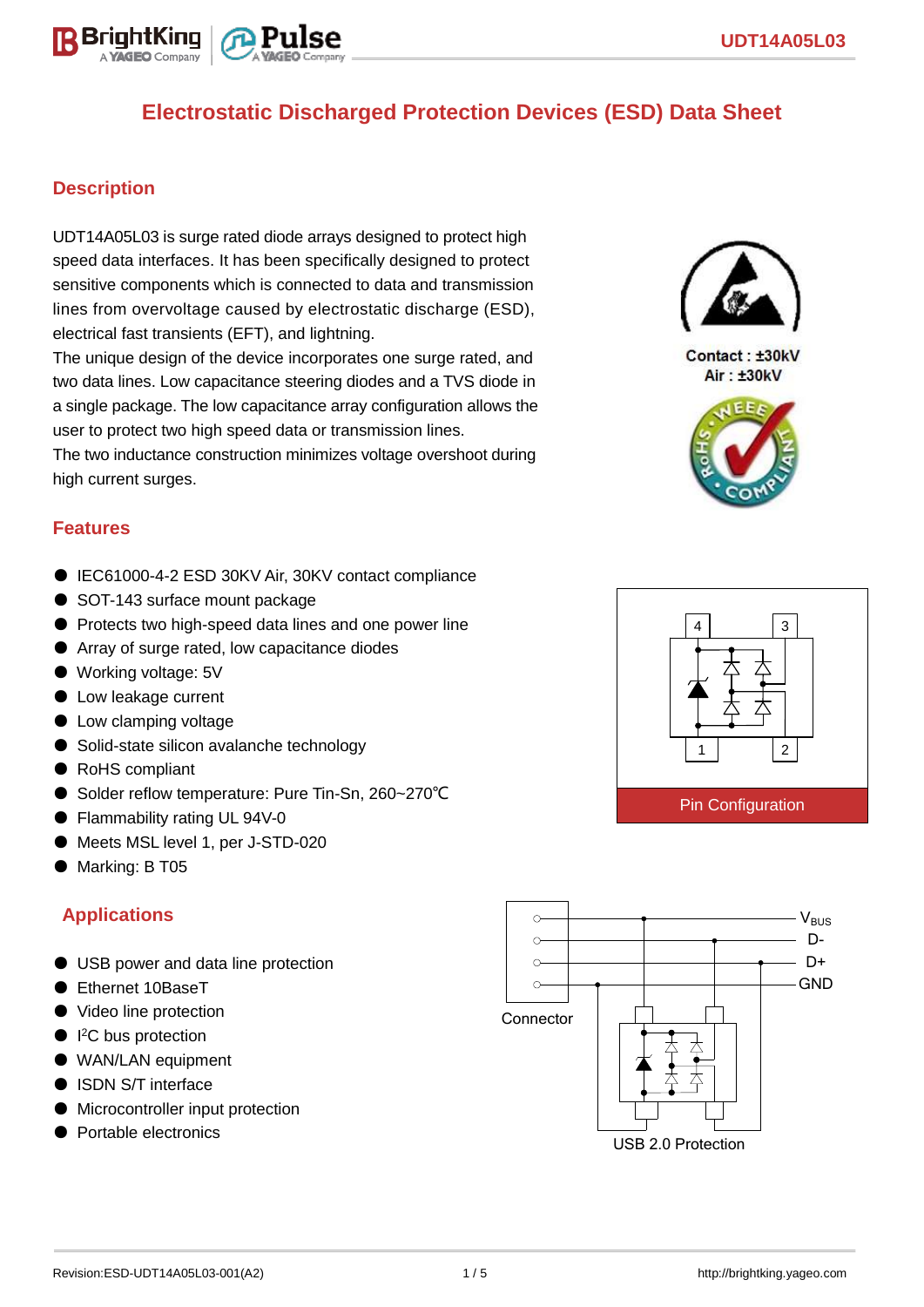# Electrostatic Discharged Protection Devices (ESD) Data Sheet

## Description

UDT14A05L03 is surge rated diode arrays designed to protect high speed data interfaces. It has been specifically designed to protect sensitive components which is connected to data and transmission lines from overvoltage caused by electrostatic discharge (ESD), electrical fast transients (EFT), and lightning.
The unique design of the device incorporates one surge rated, and two data lines. Low capacitance steering diodes and a TVS diode in a single package. The low capacitance array configuration allows the user to protect two high speed data or transmission lines.
The two inductance construction minimizes voltage overshoot during high current surges.

Contact : ±30kV
Air : ±30kV

## Features

- IEC61000-4-2 ESD 30KV Air, 30KV contact compliance
- SOT-143 surface mount package
- Protects two high-speed data lines and one power line
- Array of surge rated, low capacitance diodes
- Working voltage: 5V
- Low leakage current
- Low clamping voltage
- Solid-state silicon avalanche technology
- RoHS compliant
- Solder reflow temperature: Pure Tin-Sn, 260~270℃
- Flammability rating UL 94V-0
- Meets MSL level 1, per J-STD-020
- Marking: B T05

Pin Configuration

## Applications

- USB power and data line protection
- Ethernet 10BaseT
- Video line protection
- I²C bus protection
- WAN/LAN equipment
- ISDN S/T interface
- Microcontroller input protection
- Portable electronics

$V_{BUS}$ D- D+ GND

Connector

USB 2.0 Protection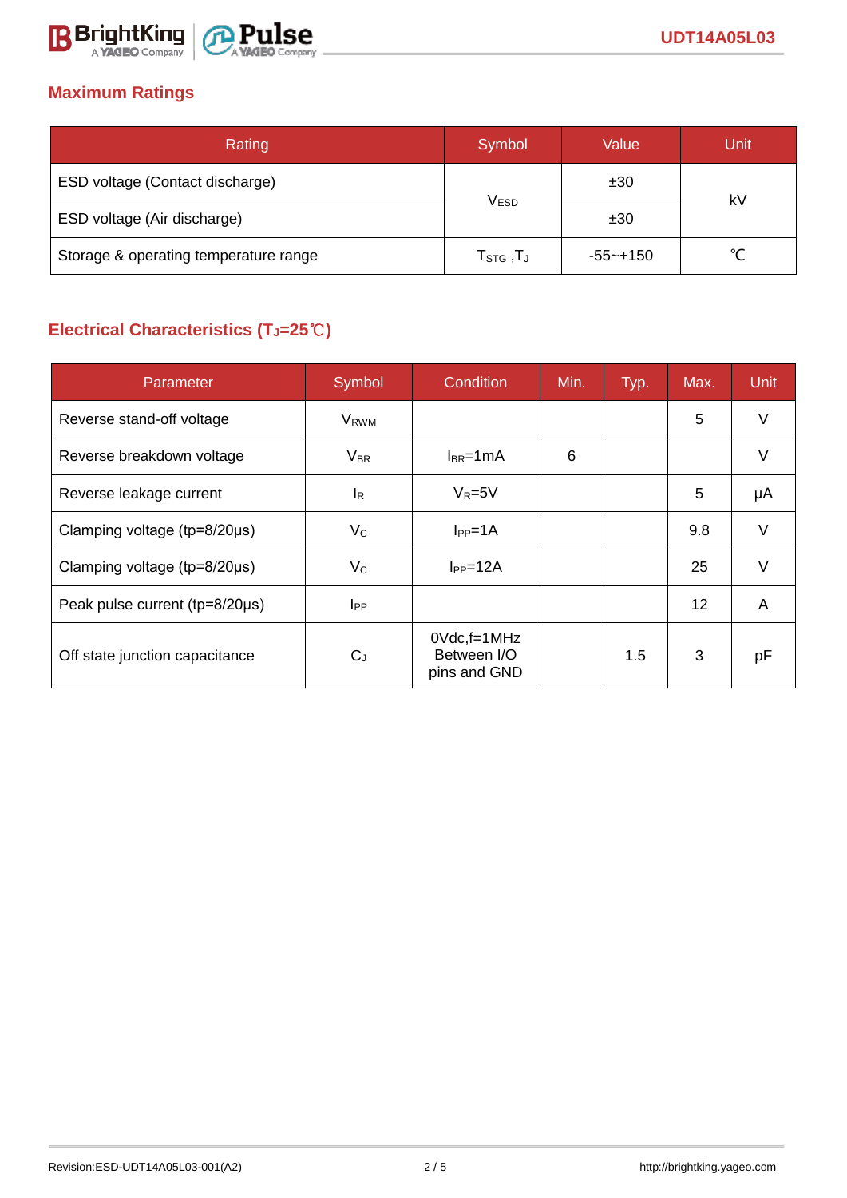## Maximum Ratings

| Rating | Symbol | Value | Unit |
|---|---|---|---|
| ESD voltage (Contact discharge) | $V_{ESD}$ | ±30 | kV |
| ESD voltage (Air discharge) | | ±30 | |
| Storage & operating temperature range | $T_{STG}$ ,$T_J$ | -55~+150 | ℃ |

## Electrical Characteristics ($T_J$=25℃)

| Parameter | Symbol | Condition | Min. | Typ. | Max. | Unit |
|---|---|---|---|---|---|---|
| Reverse stand-off voltage | $V_{RWM}$ | | | | 5 | V |
| Reverse breakdown voltage | $V_{BR}$ | $I_{BR}$=1mA | 6 | | | V |
| Reverse leakage current | $I_R$ | $V_R$=5V | | | 5 | μA |
| Clamping voltage (tp=8/20μs) | $V_C$ | $I_{PP}$=1A | | | 9.8 | V |
| Clamping voltage (tp=8/20μs) | $V_C$ | $I_{PP}$=12A | | | 25 | V |
| Peak pulse current (tp=8/20μs) | $I_{PP}$ | | | | 12 | A |
| Off state junction capacitance | $C_J$ | 0Vdc,f=1MHz Between I/O pins and GND | | 1.5 | 3 | pF |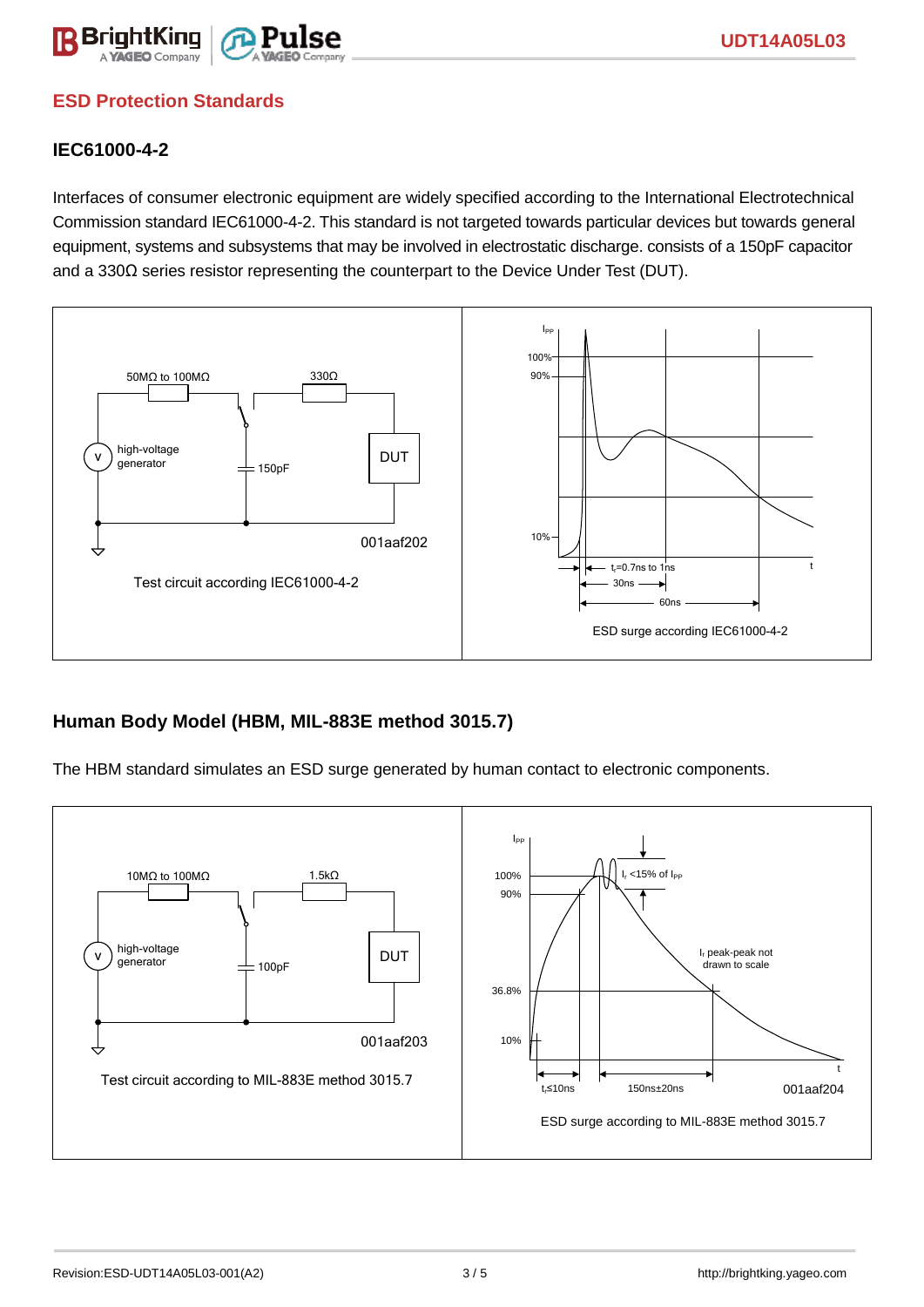## ESD Protection Standards

### IEC61000-4-2

Interfaces of consumer electronic equipment are widely specified according to the International Electrotechnical Commission standard IEC61000-4-2. This standard is not targeted towards particular devices but towards general equipment, systems and subsystems that may be involved in electrostatic discharge. consists of a 150pF capacitor and a 330Ω series resistor representing the counterpart to the Device Under Test (DUT).

Test circuit according IEC61000-4-2

ESD surge according IEC61000-4-2

### Human Body Model (HBM, MIL-883E method 3015.7)

The HBM standard simulates an ESD surge generated by human contact to electronic components.

Test circuit according to MIL-883E method 3015.7

ESD surge according to MIL-883E method 3015.7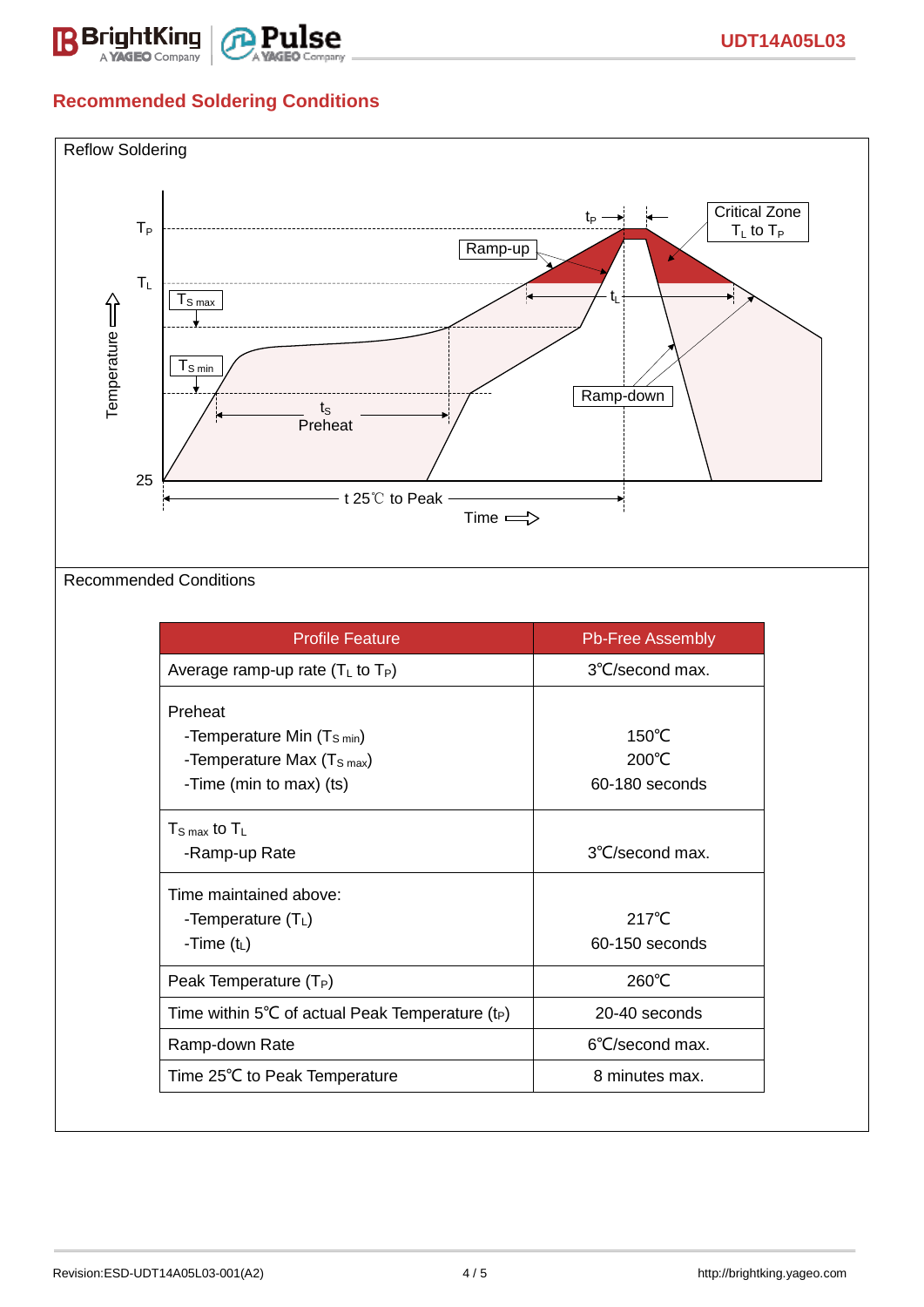## Recommended Soldering Conditions

Reflow Soldering

Recommended Conditions

| Profile Feature | Pb-Free Assembly |
|---|---|
| Average ramp-up rate ($T_L$ to $T_P$) | 3℃/second max. |
| Preheat<br>-Temperature Min ($T_{S\,min}$)<br>-Temperature Max ($T_{S\,max}$)<br>-Time (min to max) (ts) | 150℃<br>200℃<br>60-180 seconds |
| $T_{S\,max}$ to $T_L$<br>-Ramp-up Rate | 3℃/second max. |
| Time maintained above:<br>-Temperature ($T_L$)<br>-Time ($t_L$) | 217℃<br>60-150 seconds |
| Peak Temperature ($T_P$) | 260℃ |
| Time within 5℃ of actual Peak Temperature ($t_P$) | 20-40 seconds |
| Ramp-down Rate | 6℃/second max. |
| Time 25℃ to Peak Temperature | 8 minutes max. |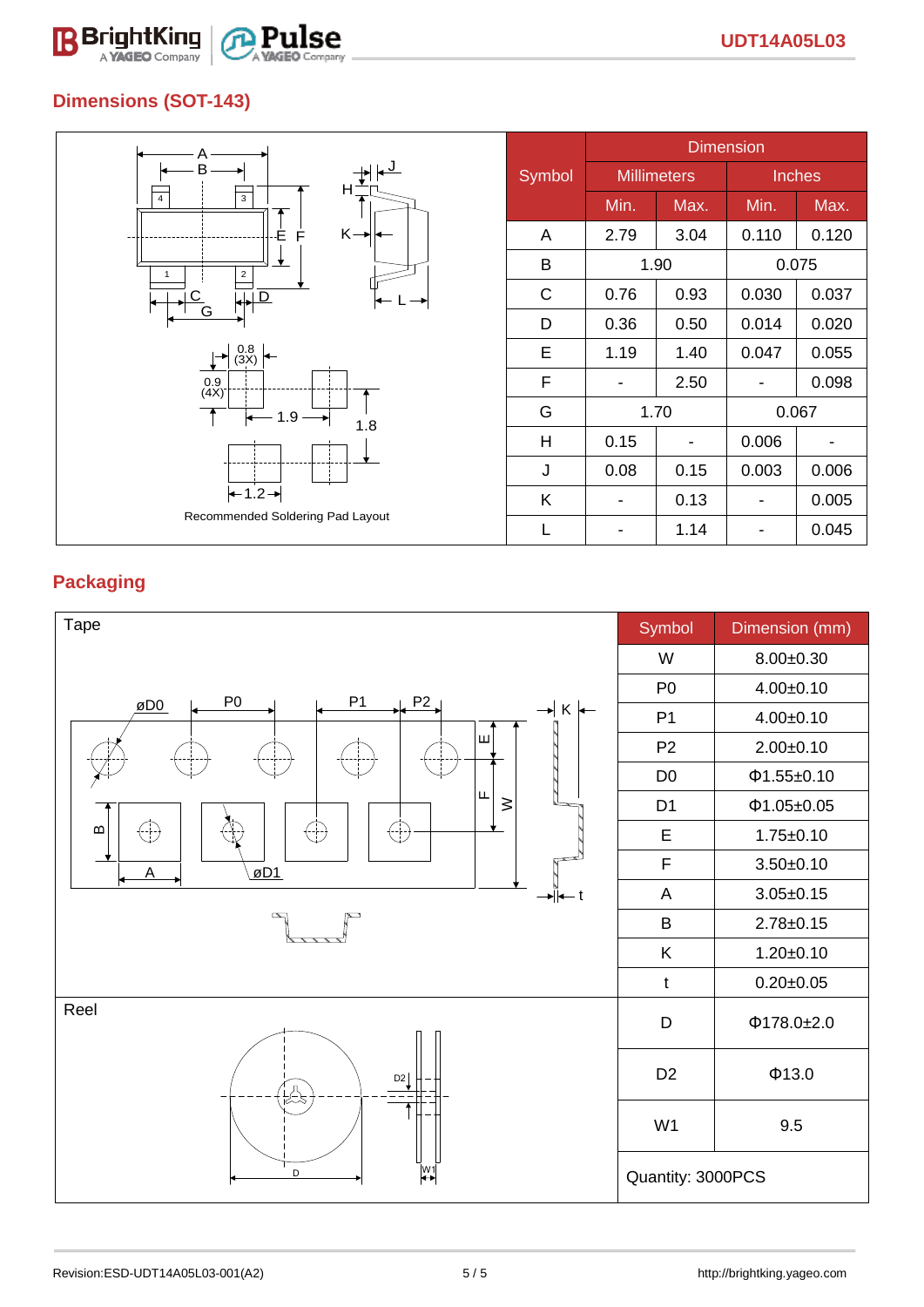## Dimensions (SOT-143)

A
B
J
H
K
E F
L
C
G
D
0.8
(3X)
0.9
(4X)
1.9
1.8
1.2

Recommended Soldering Pad Layout

| Symbol | Dimension | | | |
|---|---|---|---|---|
| | Millimeters | | Inches | |
| | Min. | Max. | Min. | Max. |
| A | 2.79 | 3.04 | 0.110 | 0.120 |
| B | 1.90 | | 0.075 | |
| C | 0.76 | 0.93 | 0.030 | 0.037 |
| D | 0.36 | 0.50 | 0.014 | 0.020 |
| E | 1.19 | 1.40 | 0.047 | 0.055 |
| F | - | 2.50 | - | 0.098 |
| G | 1.70 | | 0.067 | |
| H | 0.15 | - | 0.006 | - |
| J | 0.08 | 0.15 | 0.003 | 0.006 |
| K | - | 0.13 | - | 0.005 |
| L | - | 1.14 | - | 0.045 |

## Packaging

Tape

øD0
P0
P1
P2
K
E
F
W
B
A
øD1
t

Reel

D2
D
W1

| Symbol | Dimension (mm) |
|---|---|
| W | 8.00±0.30 |
| P0 | 4.00±0.10 |
| P1 | 4.00±0.10 |
| P2 | 2.00±0.10 |
| D0 | Φ1.55±0.10 |
| D1 | Φ1.05±0.05 |
| E | 1.75±0.10 |
| F | 3.50±0.10 |
| A | 3.05±0.15 |
| B | 2.78±0.15 |
| K | 1.20±0.10 |
| t | 0.20±0.05 |
| D | Φ178.0±2.0 |
| D2 | Φ13.0 |
| W1 | 9.5 |

Quantity: 3000PCS